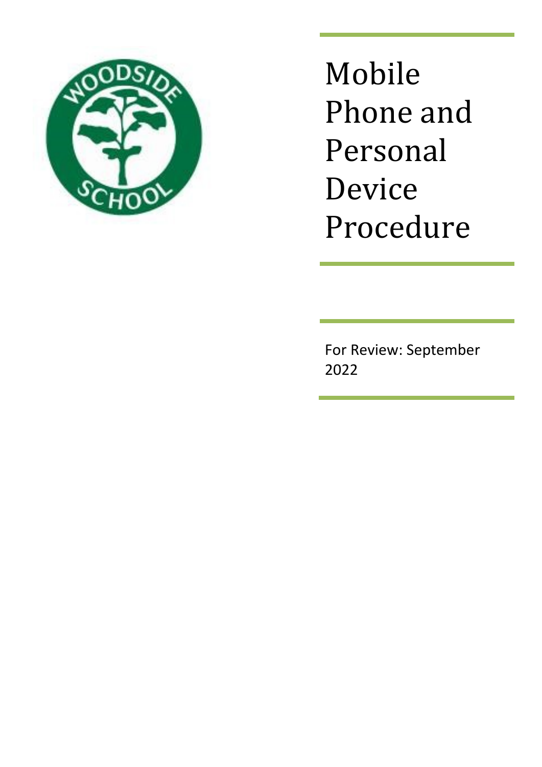# Mobile Phone and Personal Device Procedure

For Review: September 2022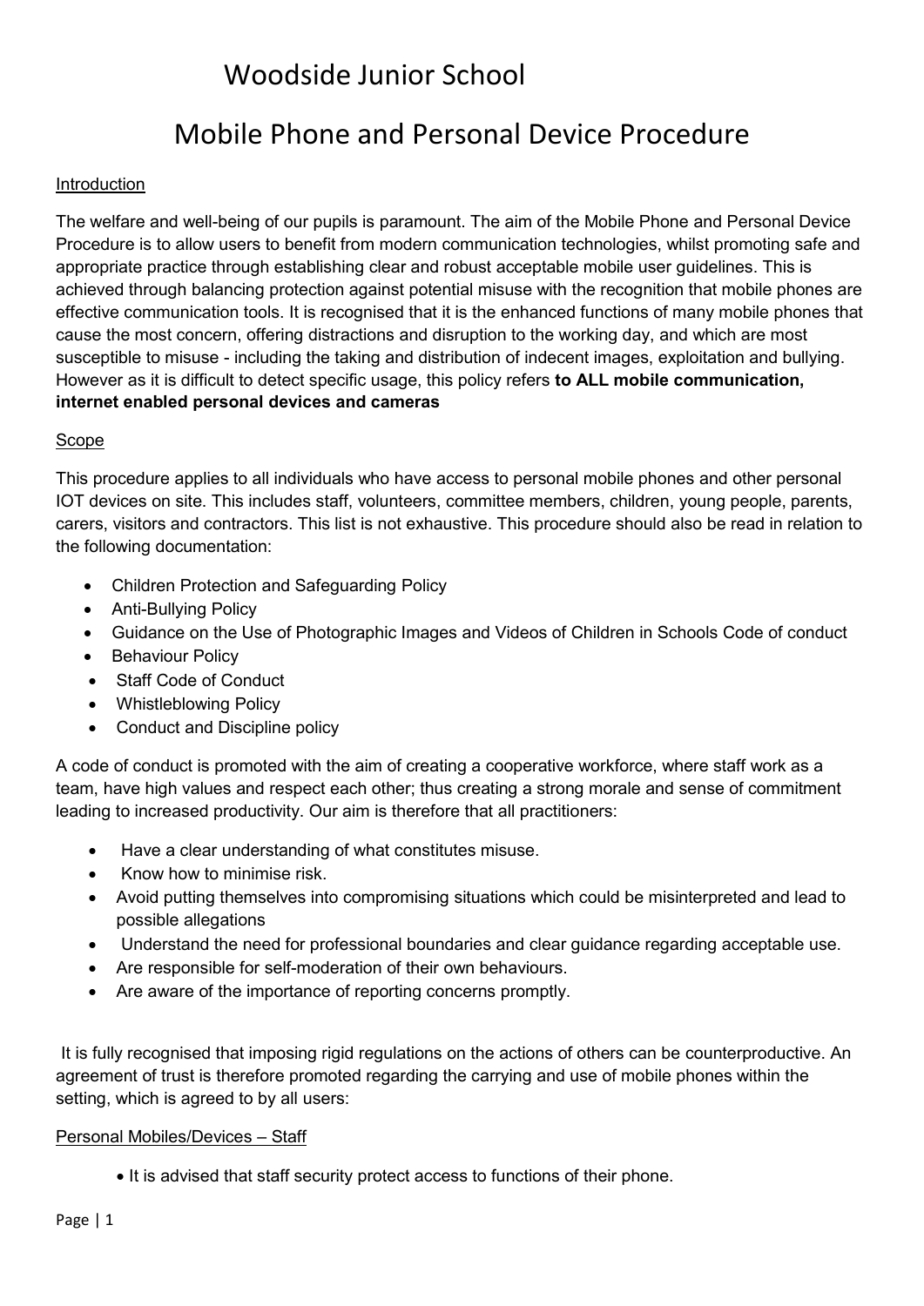// Woodside Junior School

# Mobile Phone and Personal Device Procedure

## Introduction

The welfare and well-being of our pupils is paramount. The aim of the Mobile Phone and Personal Device Procedure is to allow users to benefit from modern communication technologies, whilst promoting safe and appropriate practice through establishing clear and robust acceptable mobile user guidelines. This is achieved through balancing protection against potential misuse with the recognition that mobile phones are effective communication tools. It is recognised that it is the enhanced functions of many mobile phones that cause the most concern, offering distractions and disruption to the working day, and which are most susceptible to misuse - including the taking and distribution of indecent images, exploitation and bullying. However as it is difficult to detect specific usage, this policy refers **to ALL mobile communication, internet enabled personal devices and cameras**

## Scope

This procedure applies to all individuals who have access to personal mobile phones and other personal IOT devices on site. This includes staff, volunteers, committee members, children, young people, parents, carers, visitors and contractors. This list is not exhaustive. This procedure should also be read in relation to the following documentation:

- Children Protection and Safeguarding Policy
- Anti-Bullying Policy
- Guidance on the Use of Photographic Images and Videos of Children in Schools Code of conduct
- Behaviour Policy
- Staff Code of Conduct
- Whistleblowing Policy
- Conduct and Discipline policy

A code of conduct is promoted with the aim of creating a cooperative workforce, where staff work as a team, have high values and respect each other; thus creating a strong morale and sense of commitment leading to increased productivity. Our aim is therefore that all practitioners:

- Have a clear understanding of what constitutes misuse.
- Know how to minimise risk.
- Avoid putting themselves into compromising situations which could be misinterpreted and lead to possible allegations
- Understand the need for professional boundaries and clear guidance regarding acceptable use.
- Are responsible for self-moderation of their own behaviours.
- Are aware of the importance of reporting concerns promptly.

It is fully recognised that imposing rigid regulations on the actions of others can be counterproductive. An agreement of trust is therefore promoted regarding the carrying and use of mobile phones within the setting, which is agreed to by all users:

## Personal Mobiles/Devices – Staff

- It is advised that staff security protect access to functions of their phone.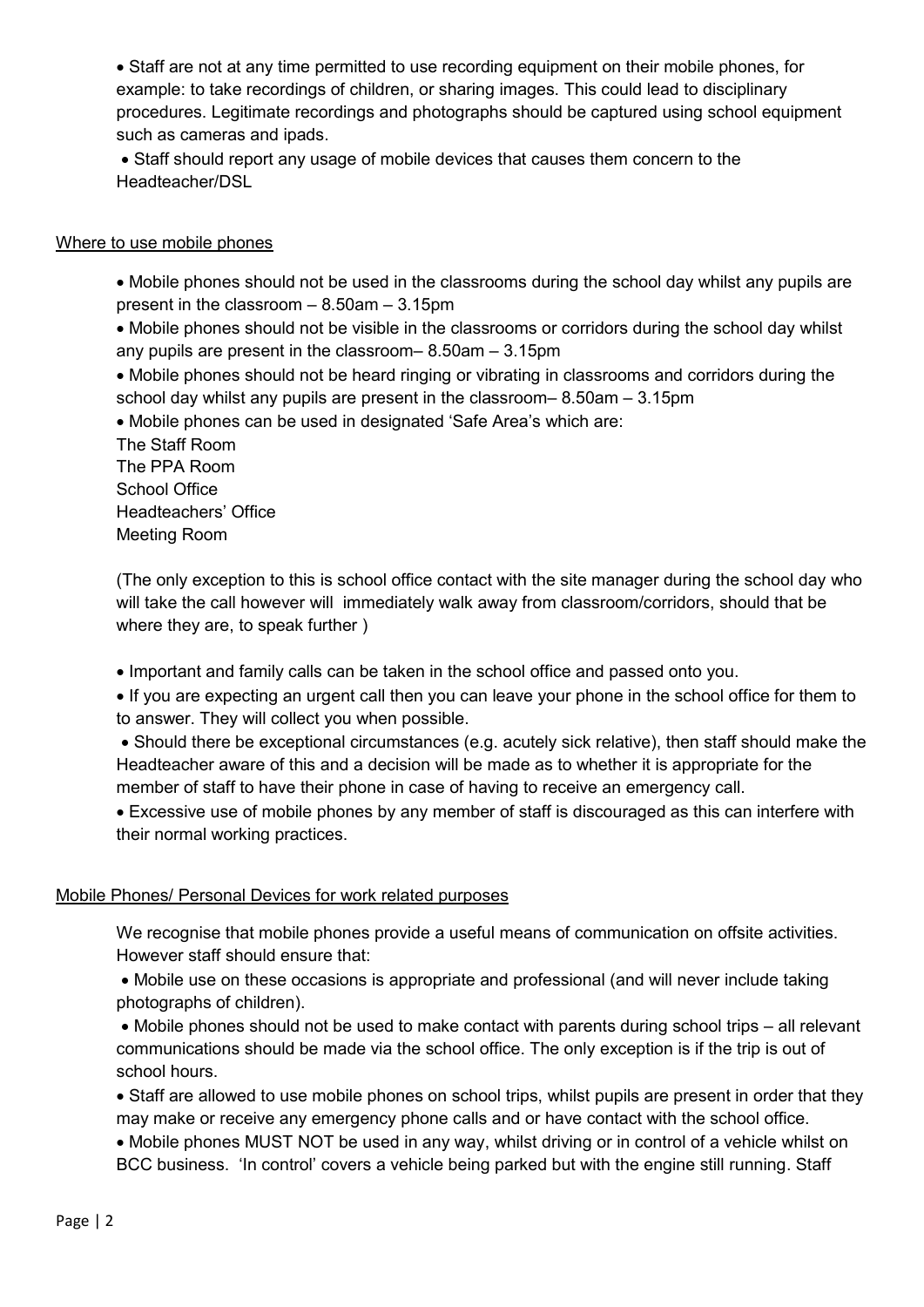- Staff are not at any time permitted to use recording equipment on their mobile phones, for example: to take recordings of children, or sharing images. This could lead to disciplinary procedures. Legitimate recordings and photographs should be captured using school equipment such as cameras and ipads.
- Staff should report any usage of mobile devices that causes them concern to the Headteacher/DSL

<u>Where to use mobile phones</u>

- Mobile phones should not be used in the classrooms during the school day whilst any pupils are present in the classroom – 8.50am – 3.15pm
- Mobile phones should not be visible in the classrooms or corridors during the school day whilst any pupils are present in the classroom– 8.50am – 3.15pm
- Mobile phones should not be heard ringing or vibrating in classrooms and corridors during the school day whilst any pupils are present in the classroom– 8.50am – 3.15pm
- Mobile phones can be used in designated 'Safe Area's which are:

The Staff Room
The PPA Room
School Office
Headteachers' Office
Meeting Room

(The only exception to this is school office contact with the site manager during the school day who will take the call however will immediately walk away from classroom/corridors, should that be where they are, to speak further )

- Important and family calls can be taken in the school office and passed onto you.
- If you are expecting an urgent call then you can leave your phone in the school office for them to to answer. They will collect you when possible.
- Should there be exceptional circumstances (e.g. acutely sick relative), then staff should make the Headteacher aware of this and a decision will be made as to whether it is appropriate for the member of staff to have their phone in case of having to receive an emergency call.
- Excessive use of mobile phones by any member of staff is discouraged as this can interfere with their normal working practices.

<u>Mobile Phones/ Personal Devices for work related purposes</u>

We recognise that mobile phones provide a useful means of communication on offsite activities. However staff should ensure that:

- Mobile use on these occasions is appropriate and professional (and will never include taking photographs of children).
- Mobile phones should not be used to make contact with parents during school trips – all relevant communications should be made via the school office. The only exception is if the trip is out of school hours.
- Staff are allowed to use mobile phones on school trips, whilst pupils are present in order that they may make or receive any emergency phone calls and or have contact with the school office.
- Mobile phones MUST NOT be used in any way, whilst driving or in control of a vehicle whilst on BCC business. 'In control' covers a vehicle being parked but with the engine still running. Staff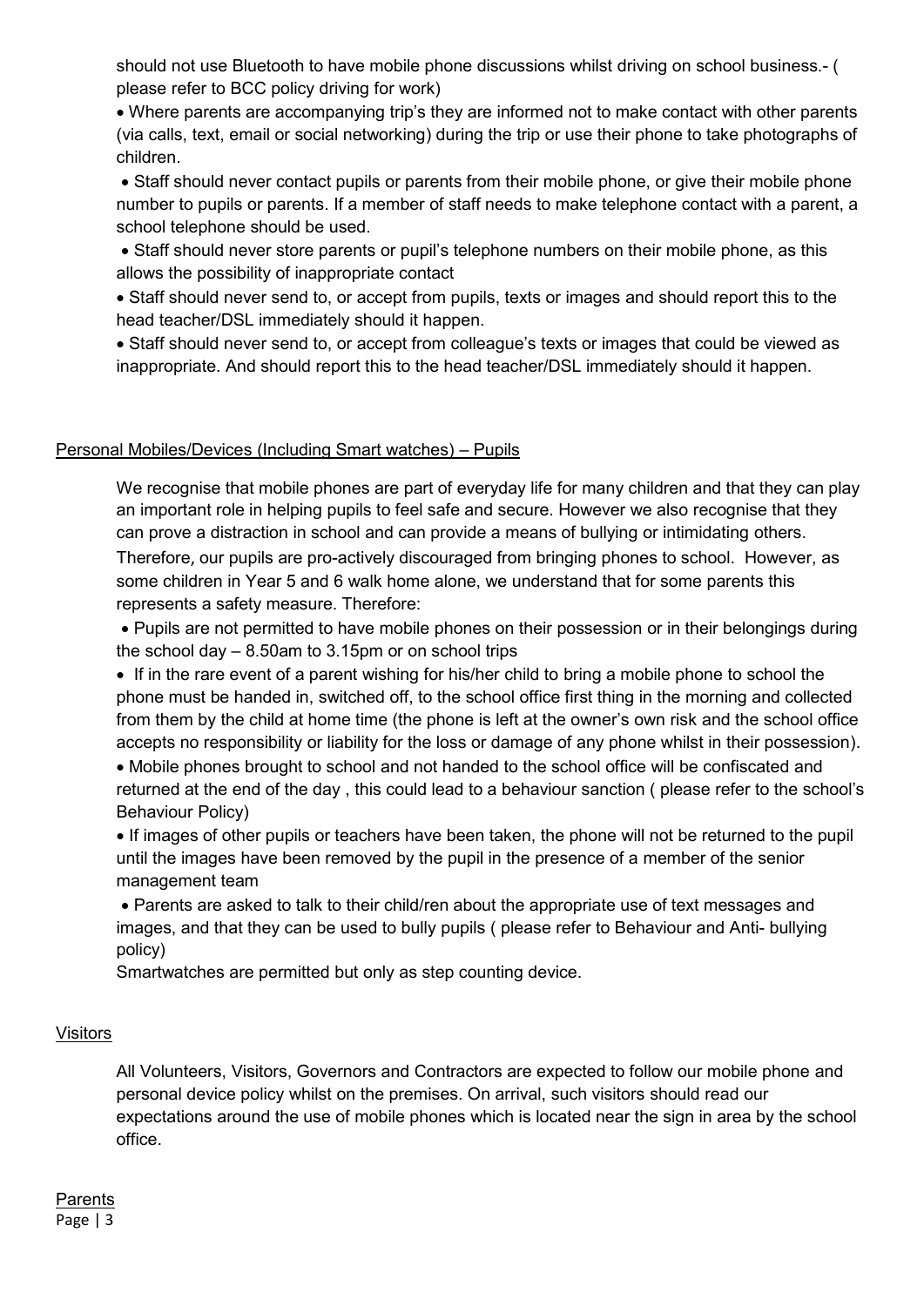should not use Bluetooth to have mobile phone discussions whilst driving on school business.- ( please refer to BCC policy driving for work)

- Where parents are accompanying trip's they are informed not to make contact with other parents (via calls, text, email or social networking) during the trip or use their phone to take photographs of children.
- Staff should never contact pupils or parents from their mobile phone, or give their mobile phone number to pupils or parents. If a member of staff needs to make telephone contact with a parent, a school telephone should be used.
- Staff should never store parents or pupil's telephone numbers on their mobile phone, as this allows the possibility of inappropriate contact
- Staff should never send to, or accept from pupils, texts or images and should report this to the head teacher/DSL immediately should it happen.
- Staff should never send to, or accept from colleague's texts or images that could be viewed as inappropriate. And should report this to the head teacher/DSL immediately should it happen.

<u>Personal Mobiles/Devices (Including Smart watches) – Pupils</u>

We recognise that mobile phones are part of everyday life for many children and that they can play an important role in helping pupils to feel safe and secure. However we also recognise that they can prove a distraction in school and can provide a means of bullying or intimidating others. Therefore, our pupils are pro-actively discouraged from bringing phones to school. However, as some children in Year 5 and 6 walk home alone, we understand that for some parents this represents a safety measure. Therefore:

- Pupils are not permitted to have mobile phones on their possession or in their belongings during the school day – 8.50am to 3.15pm or on school trips
- If in the rare event of a parent wishing for his/her child to bring a mobile phone to school the phone must be handed in, switched off, to the school office first thing in the morning and collected from them by the child at home time (the phone is left at the owner's own risk and the school office accepts no responsibility or liability for the loss or damage of any phone whilst in their possession).
- Mobile phones brought to school and not handed to the school office will be confiscated and returned at the end of the day , this could lead to a behaviour sanction ( please refer to the school's Behaviour Policy)
- If images of other pupils or teachers have been taken, the phone will not be returned to the pupil until the images have been removed by the pupil in the presence of a member of the senior management team
- Parents are asked to talk to their child/ren about the appropriate use of text messages and images, and that they can be used to bully pupils ( please refer to Behaviour and Anti- bullying policy)

Smartwatches are permitted but only as step counting device.

<u>Visitors</u>

All Volunteers, Visitors, Governors and Contractors are expected to follow our mobile phone and personal device policy whilst on the premises. On arrival, such visitors should read our expectations around the use of mobile phones which is located near the sign in area by the school office.

<u>Parents</u>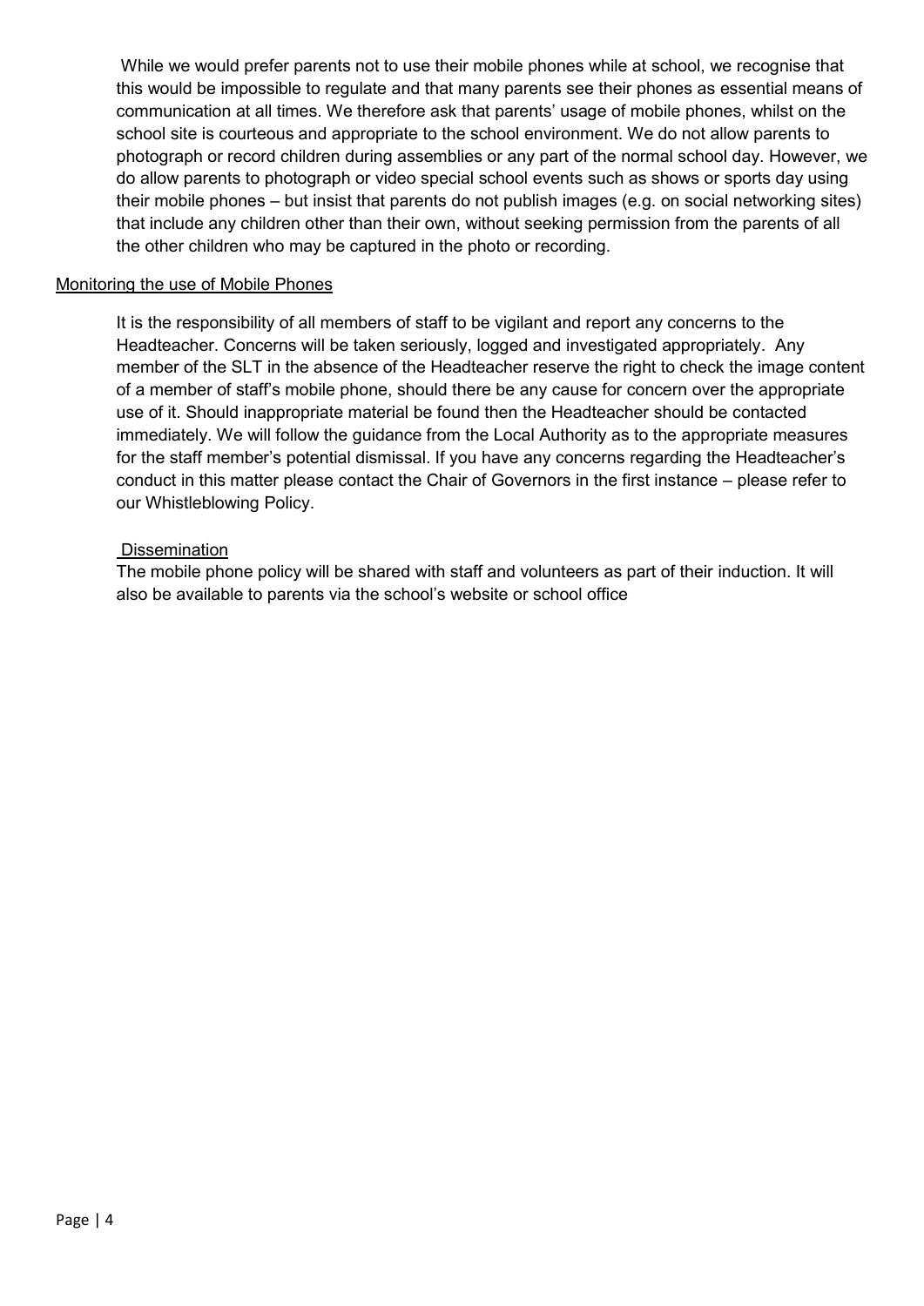While we would prefer parents not to use their mobile phones while at school, we recognise that this would be impossible to regulate and that many parents see their phones as essential means of communication at all times. We therefore ask that parents' usage of mobile phones, whilst on the school site is courteous and appropriate to the school environment. We do not allow parents to photograph or record children during assemblies or any part of the normal school day. However, we do allow parents to photograph or video special school events such as shows or sports day using their mobile phones – but insist that parents do not publish images (e.g. on social networking sites) that include any children other than their own, without seeking permission from the parents of all the other children who may be captured in the photo or recording.

<u>Monitoring the use of Mobile Phones</u>

It is the responsibility of all members of staff to be vigilant and report any concerns to the Headteacher. Concerns will be taken seriously, logged and investigated appropriately. Any member of the SLT in the absence of the Headteacher reserve the right to check the image content of a member of staff's mobile phone, should there be any cause for concern over the appropriate use of it. Should inappropriate material be found then the Headteacher should be contacted immediately. We will follow the guidance from the Local Authority as to the appropriate measures for the staff member's potential dismissal. If you have any concerns regarding the Headteacher's conduct in this matter please contact the Chair of Governors in the first instance – please refer to our Whistleblowing Policy.

<u>Dissemination</u>

The mobile phone policy will be shared with staff and volunteers as part of their induction. It will also be available to parents via the school's website or school office